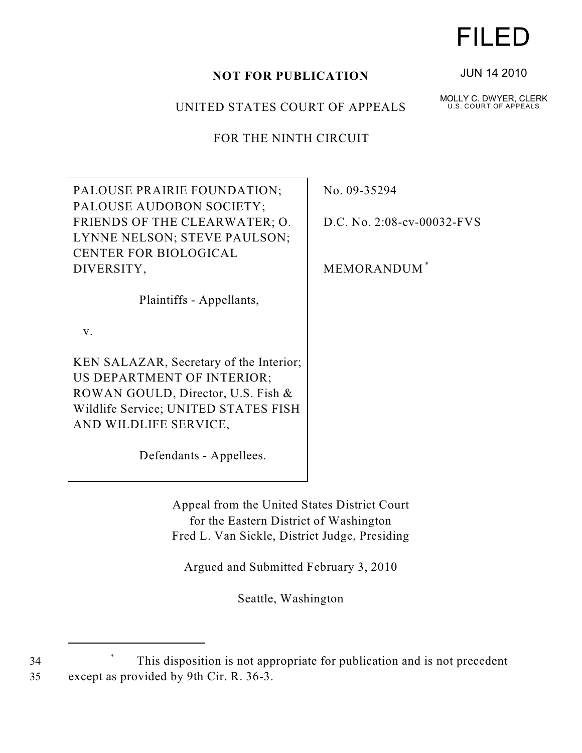FILED

JUN 14 2010

MOLLY C. DWYER, CLERK
U.S. COURT OF APPEALS

**NOT FOR PUBLICATION**

UNITED STATES COURT OF APPEALS

FOR THE NINTH CIRCUIT

| | |
|---|---|
| PALOUSE PRAIRIE FOUNDATION; PALOUSE AUDOBON SOCIETY; FRIENDS OF THE CLEARWATER; O. LYNNE NELSON; STEVE PAULSON; CENTER FOR BIOLOGICAL DIVERSITY,<br><br>Plaintiffs - Appellants,<br><br>v.<br><br>KEN SALAZAR, Secretary of the Interior; US DEPARTMENT OF INTERIOR; ROWAN GOULD, Director, U.S. Fish & Wildlife Service; UNITED STATES FISH AND WILDLIFE SERVICE,<br><br>Defendants - Appellees. | No. 09-35294<br><br>D.C. No. 2:08-cv-00032-FVS<br><br>MEMORANDUM * |

Appeal from the United States District Court
for the Eastern District of Washington
Fred L. Van Sickle, District Judge, Presiding

Argued and Submitted February 3, 2010

Seattle, Washington

---

\* This disposition is not appropriate for publication and is not precedent except as provided by 9th Cir. R. 36-3.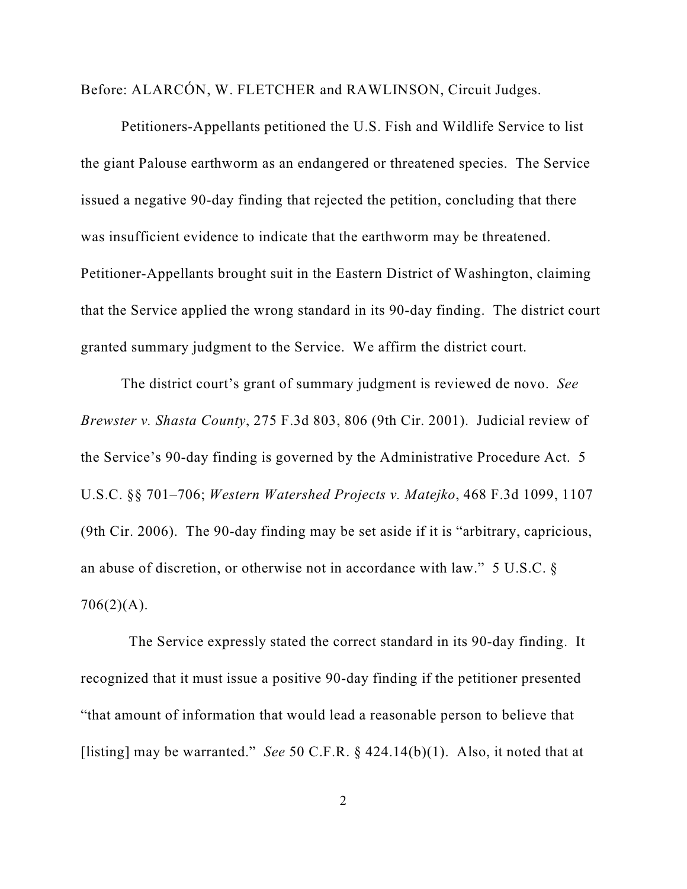Before: ALARCÓN, W. FLETCHER and RAWLINSON, Circuit Judges.

Petitioners-Appellants petitioned the U.S. Fish and Wildlife Service to list the giant Palouse earthworm as an endangered or threatened species. The Service issued a negative 90-day finding that rejected the petition, concluding that there was insufficient evidence to indicate that the earthworm may be threatened. Petitioner-Appellants brought suit in the Eastern District of Washington, claiming that the Service applied the wrong standard in its 90-day finding. The district court granted summary judgment to the Service. We affirm the district court.

The district court's grant of summary judgment is reviewed de novo. *See Brewster v. Shasta County*, 275 F.3d 803, 806 (9th Cir. 2001). Judicial review of the Service's 90-day finding is governed by the Administrative Procedure Act. 5 U.S.C. §§ 701–706; *Western Watershed Projects v. Matejko*, 468 F.3d 1099, 1107 (9th Cir. 2006). The 90-day finding may be set aside if it is "arbitrary, capricious, an abuse of discretion, or otherwise not in accordance with law." 5 U.S.C. § 706(2)(A).

The Service expressly stated the correct standard in its 90-day finding. It recognized that it must issue a positive 90-day finding if the petitioner presented "that amount of information that would lead a reasonable person to believe that [listing] may be warranted." *See* 50 C.F.R. § 424.14(b)(1). Also, it noted that at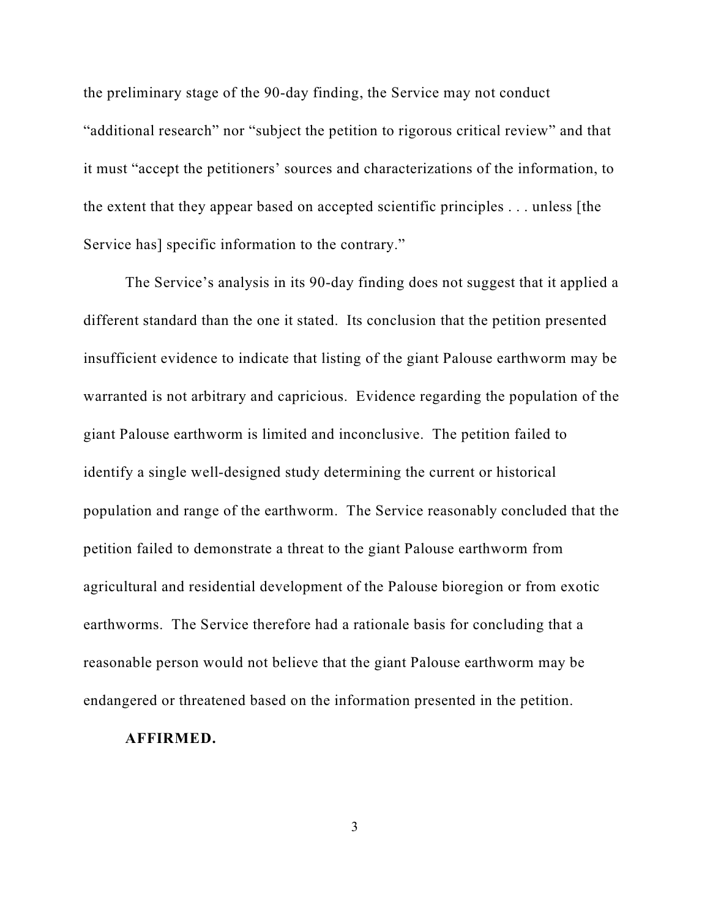the preliminary stage of the 90-day finding, the Service may not conduct "additional research" nor "subject the petition to rigorous critical review" and that it must "accept the petitioners' sources and characterizations of the information, to the extent that they appear based on accepted scientific principles . . . unless [the Service has] specific information to the contrary."

The Service's analysis in its 90-day finding does not suggest that it applied a different standard than the one it stated. Its conclusion that the petition presented insufficient evidence to indicate that listing of the giant Palouse earthworm may be warranted is not arbitrary and capricious. Evidence regarding the population of the giant Palouse earthworm is limited and inconclusive. The petition failed to identify a single well-designed study determining the current or historical population and range of the earthworm. The Service reasonably concluded that the petition failed to demonstrate a threat to the giant Palouse earthworm from agricultural and residential development of the Palouse bioregion or from exotic earthworms. The Service therefore had a rationale basis for concluding that a reasonable person would not believe that the giant Palouse earthworm may be endangered or threatened based on the information presented in the petition.

**AFFIRMED.**